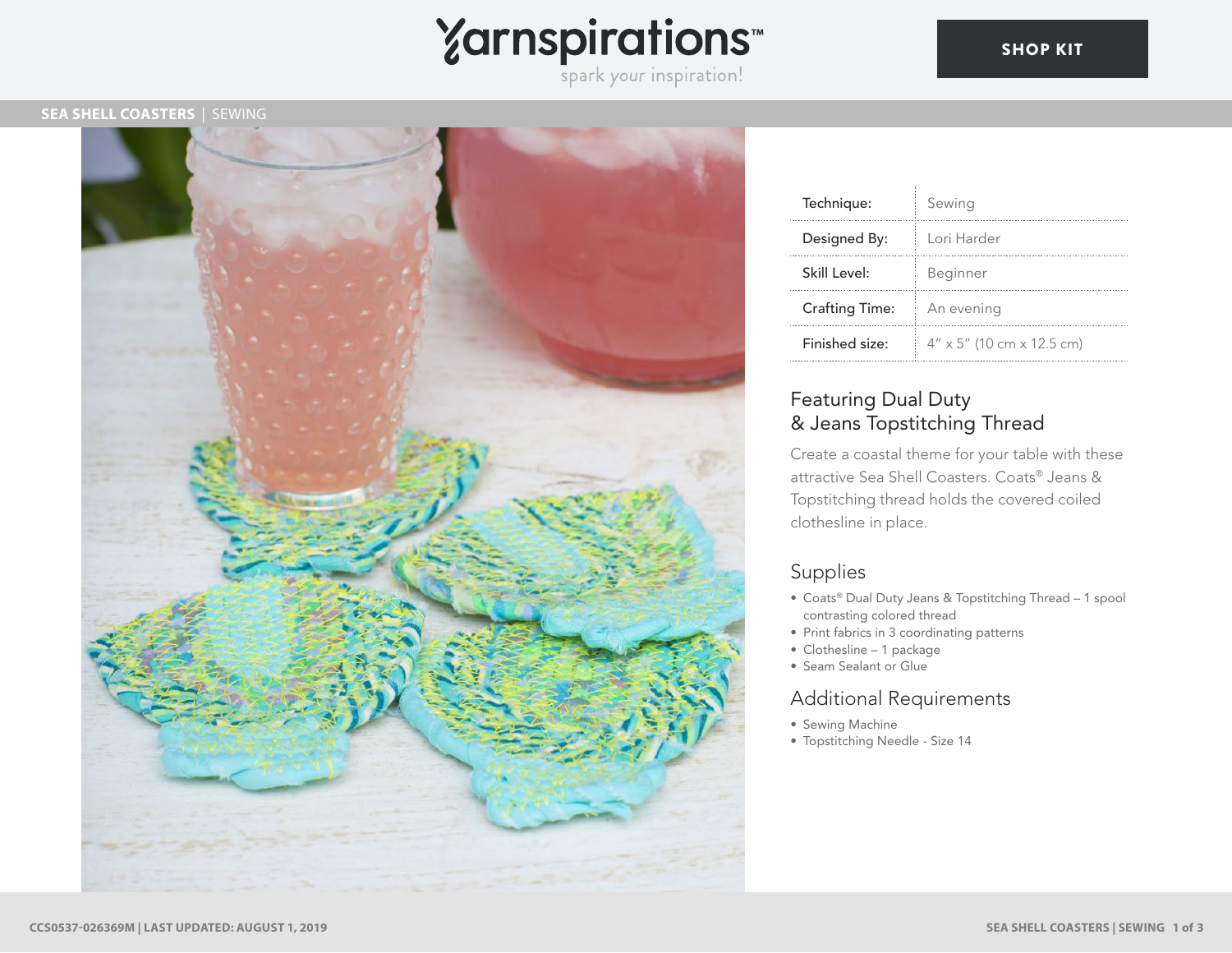# SEA SHELL COASTERS | SEWING

| | |
|---|---|
| Technique: | Sewing |
| Designed By: | Lori Harder |
| Skill Level: | Beginner |
| Crafting Time: | An evening |
| Finished size: | 4" x 5" (10 cm x 12.5 cm) |

## Featuring Dual Duty & Jeans Topstitching Thread

Create a coastal theme for your table with these attractive Sea Shell Coasters. Coats® Jeans & Topstitching thread holds the covered coiled clothesline in place.

## Supplies

- Coats® Dual Duty Jeans & Topstitching Thread – 1 spool contrasting colored thread
- Print fabrics in 3 coordinating patterns
- Clothesline – 1 package
- Seam Sealant or Glue

## Additional Requirements

- Sewing Machine
- Topstitching Needle - Size 14

CCS0537-026369M | LAST UPDATED: AUGUST 1, 2019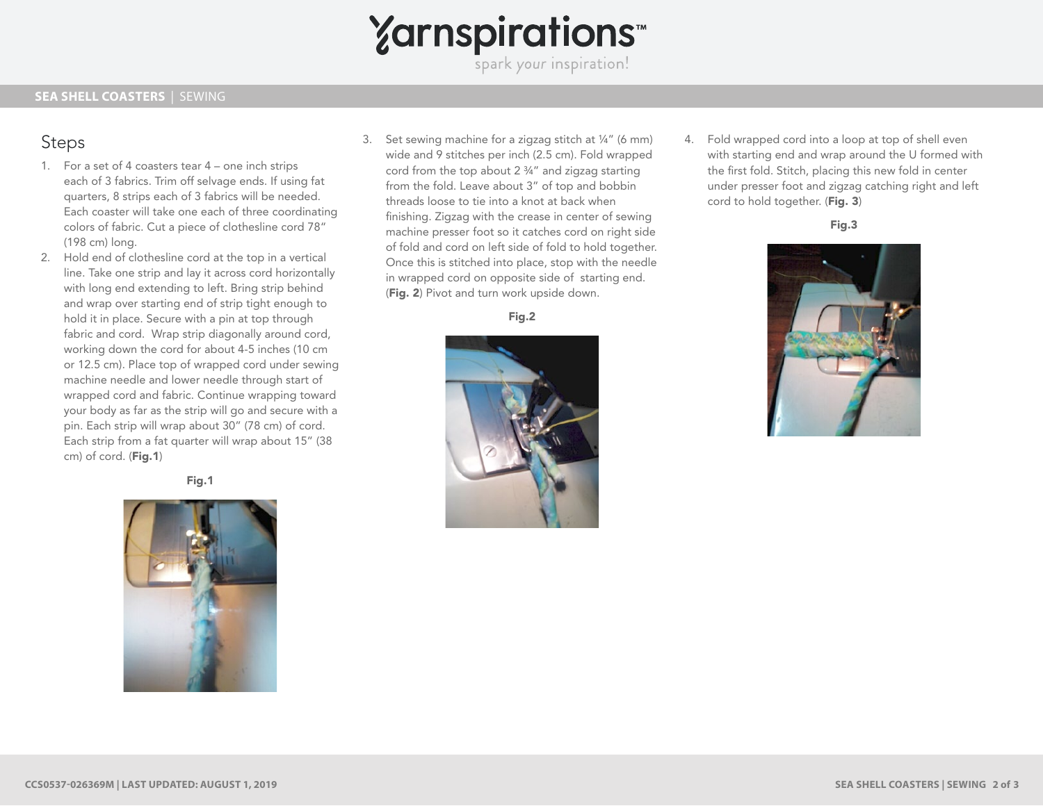## Steps

1. For a set of 4 coasters tear 4 – one inch strips each of 3 fabrics. Trim off selvage ends. If using fat quarters, 8 strips each of 3 fabrics will be needed. Each coaster will take one each of three coordinating colors of fabric. Cut a piece of clothesline cord 78" (198 cm) long.
2. Hold end of clothesline cord at the top in a vertical line. Take one strip and lay it across cord horizontally with long end extending to left. Bring strip behind and wrap over starting end of strip tight enough to hold it in place. Secure with a pin at top through fabric and cord. Wrap strip diagonally around cord, working down the cord for about 4-5 inches (10 cm or 12.5 cm). Place top of wrapped cord under sewing machine needle and lower needle through start of wrapped cord and fabric. Continue wrapping toward your body as far as the strip will go and secure with a pin. Each strip will wrap about 30" (78 cm) of cord. Each strip from a fat quarter will wrap about 15" (38 cm) of cord. (**Fig.1**)

**Fig.1**

3. Set sewing machine for a zigzag stitch at ¼" (6 mm) wide and 9 stitches per inch (2.5 cm). Fold wrapped cord from the top about 2 ¾" and zigzag starting from the fold. Leave about 3" of top and bobbin threads loose to tie into a knot at back when finishing. Zigzag with the crease in center of sewing machine presser foot so it catches cord on right side of fold and cord on left side of fold to hold together. Once this is stitched into place, stop with the needle in wrapped cord on opposite side of starting end. (**Fig. 2**) Pivot and turn work upside down.

**Fig.2**

4. Fold wrapped cord into a loop at top of shell even with starting end and wrap around the U formed with the first fold. Stitch, placing this new fold in center under presser foot and zigzag catching right and left cord to hold together. (**Fig. 3**)

**Fig.3**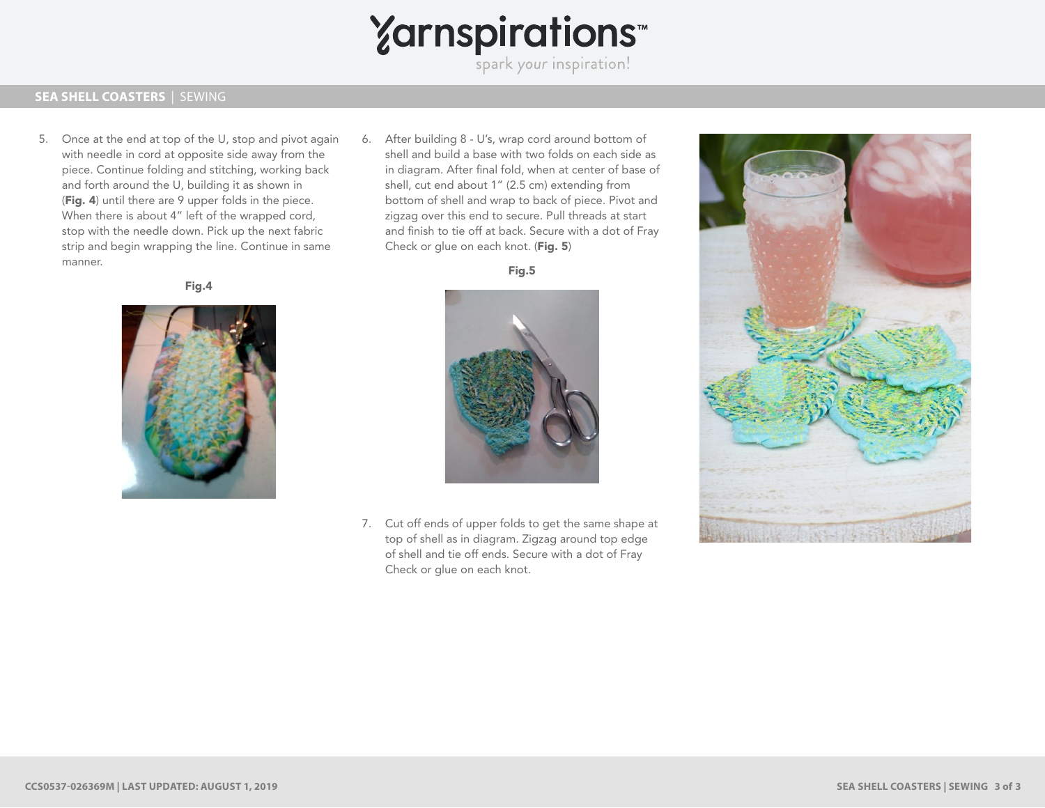5. Once at the end at top of the U, stop and pivot again with needle in cord at opposite side away from the piece. Continue folding and stitching, working back and forth around the U, building it as shown in (**Fig. 4**) until there are 9 upper folds in the piece. When there is about 4" left of the wrapped cord, stop with the needle down. Pick up the next fabric strip and begin wrapping the line. Continue in same manner.

**Fig.4**

6. After building 8 - U's, wrap cord around bottom of shell and build a base with two folds on each side as in diagram. After final fold, when at center of base of shell, cut end about 1" (2.5 cm) extending from bottom of shell and wrap to back of piece. Pivot and zigzag over this end to secure. Pull threads at start and finish to tie off at back. Secure with a dot of Fray Check or glue on each knot. (**Fig. 5**)

**Fig.5**

7. Cut off ends of upper folds to get the same shape at top of shell as in diagram. Zigzag around top edge of shell and tie off ends. Secure with a dot of Fray Check or glue on each knot.

CCS0537-026369M | LAST UPDATED: AUGUST 1, 2019